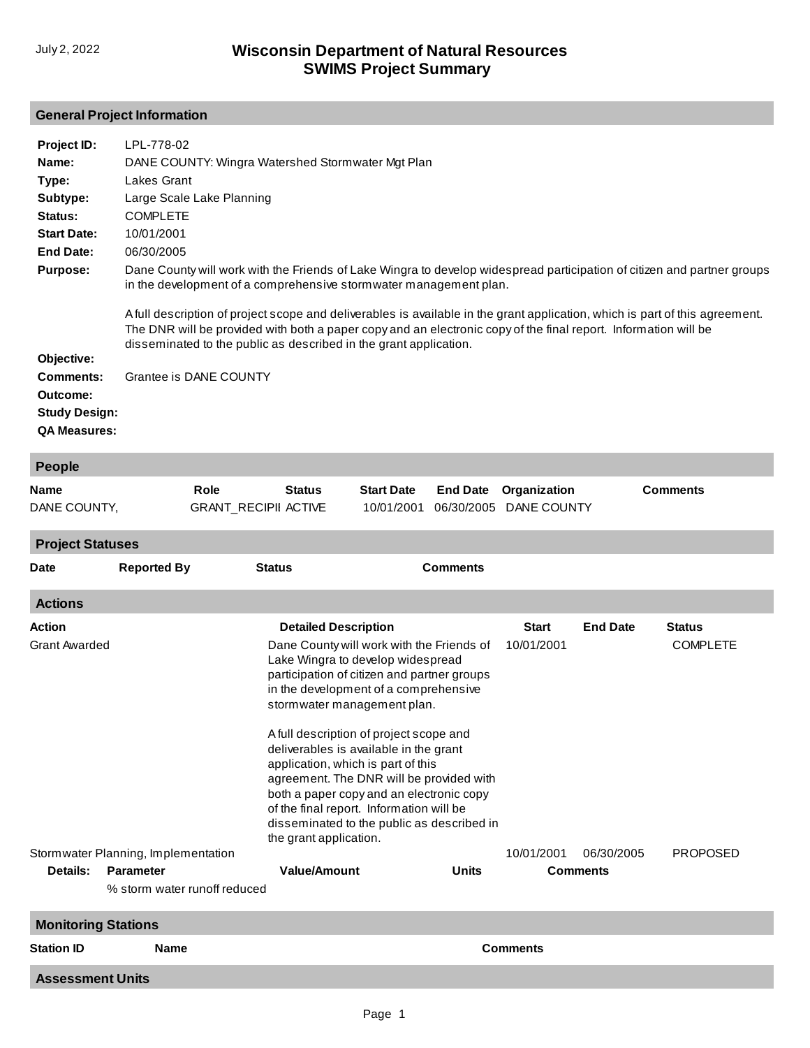# Wisconsin Department of Natural Resources
## SWIMS Project Summary

July 2, 2022

## General Project Information

**Project ID:** LPL-778-02

**Name:** DANE COUNTY: Wingra Watershed Stormwater Mgt Plan

**Type:** Lakes Grant

**Subtype:** Large Scale Lake Planning

**Status:** COMPLETE

**Start Date:** 10/01/2001

**End Date:** 06/30/2005

**Purpose:** Dane County will work with the Friends of Lake Wingra to develop widespread participation of citizen and partner groups in the development of a comprehensive stormwater management plan.

A full description of project scope and deliverables is available in the grant application, which is part of this agreement. The DNR will be provided with both a paper copy and an electronic copy of the final report. Information will be disseminated to the public as described in the grant application.

**Objective:**

**Comments:** Grantee is DANE COUNTY

**Outcome:**

**Study Design:**

**QA Measures:**

## People

| Name | Role | Status | Start Date | End Date | Organization | Comments |
|---|---|---|---|---|---|---|
| DANE COUNTY, | GRANT_RECIPII | ACTIVE | 10/01/2001 | 06/30/2005 | DANE COUNTY | |

## Project Statuses

| Date | Reported By | Status | Comments |
|---|---|---|---|

## Actions

| Action | Detailed Description | Start | End Date | Status |
|---|---|---|---|---|
| Grant Awarded | Dane County will work with the Friends of Lake Wingra to develop widespread participation of citizen and partner groups in the development of a comprehensive stormwater management plan. A full description of project scope and deliverables is available in the grant application, which is part of this agreement. The DNR will be provided with both a paper copy and an electronic copy of the final report. Information will be disseminated to the public as described in the grant application. | 10/01/2001 | | COMPLETE |
| Stormwater Planning, Implementation | | 10/01/2001 | 06/30/2005 | PROPOSED |

**Details:**

| Parameter | Value/Amount | Units | Comments |
|---|---|---|---|
| % storm water runoff reduced | | | |

## Monitoring Stations

| Station ID | Name | Comments |
|---|---|---|

## Assessment Units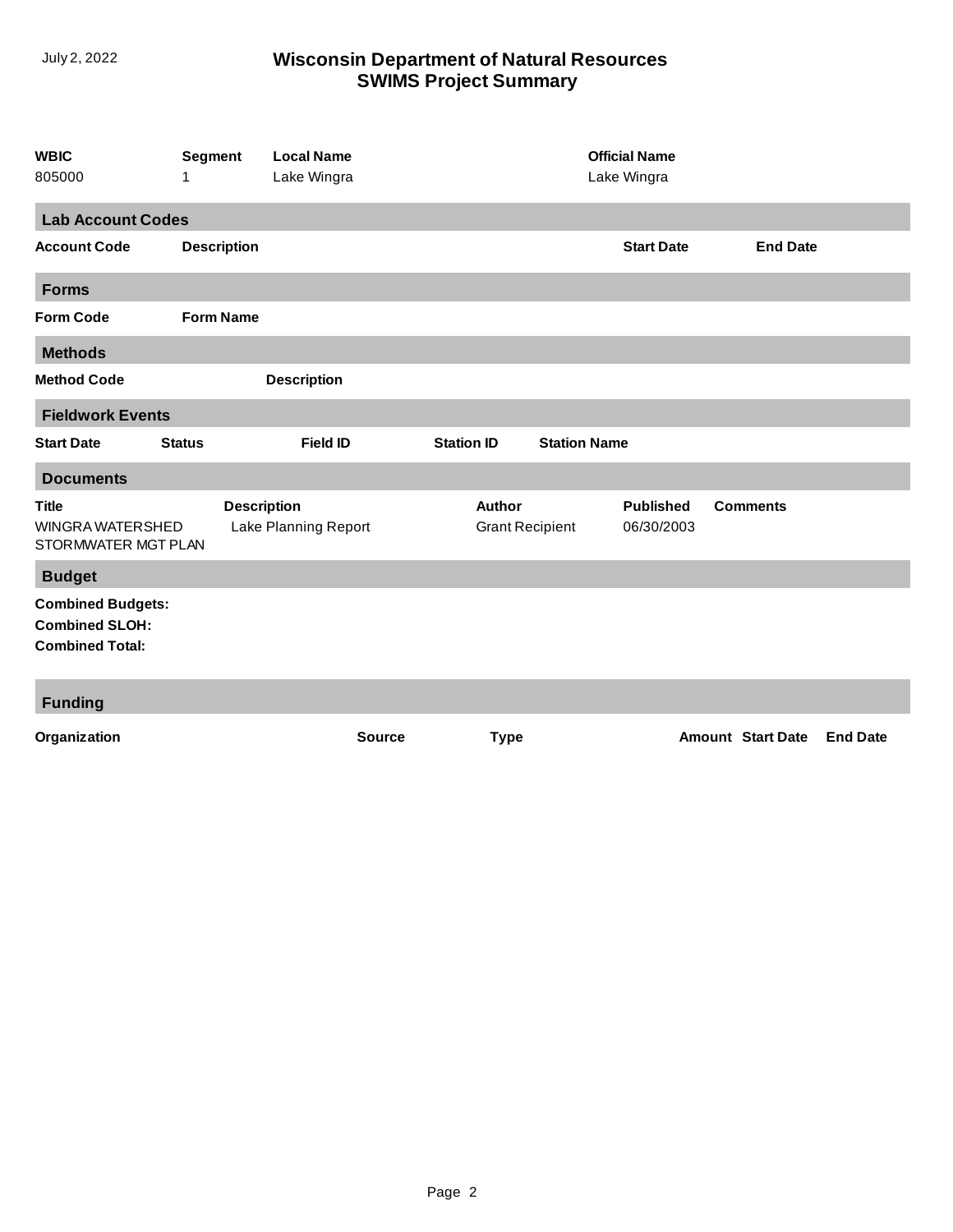# Wisconsin Department of Natural Resources
## SWIMS Project Summary

| WBIC | Segment | Local Name | Official Name |
|---|---|---|---|
| 805000 | 1 | Lake Wingra | Lake Wingra |

### Lab Account Codes

| Account Code | Description | Start Date | End Date |
|---|---|---|---|

### Forms

| Form Code | Form Name |
|---|---|

### Methods

| Method Code | Description |
|---|---|

### Fieldwork Events

| Start Date | Status | Field ID | Station ID | Station Name |
|---|---|---|---|---|

### Documents

| Title | Description | Author | Published | Comments |
|---|---|---|---|---|
| WINGRA WATERSHED STORMWATER MGT PLAN | Lake Planning Report | Grant Recipient | 06/30/2003 | |

### Budget

**Combined Budgets:**

**Combined SLOH:**

**Combined Total:**

### Funding

| Organization | Source | Type | Amount | Start Date | End Date |
|---|---|---|---|---|---|